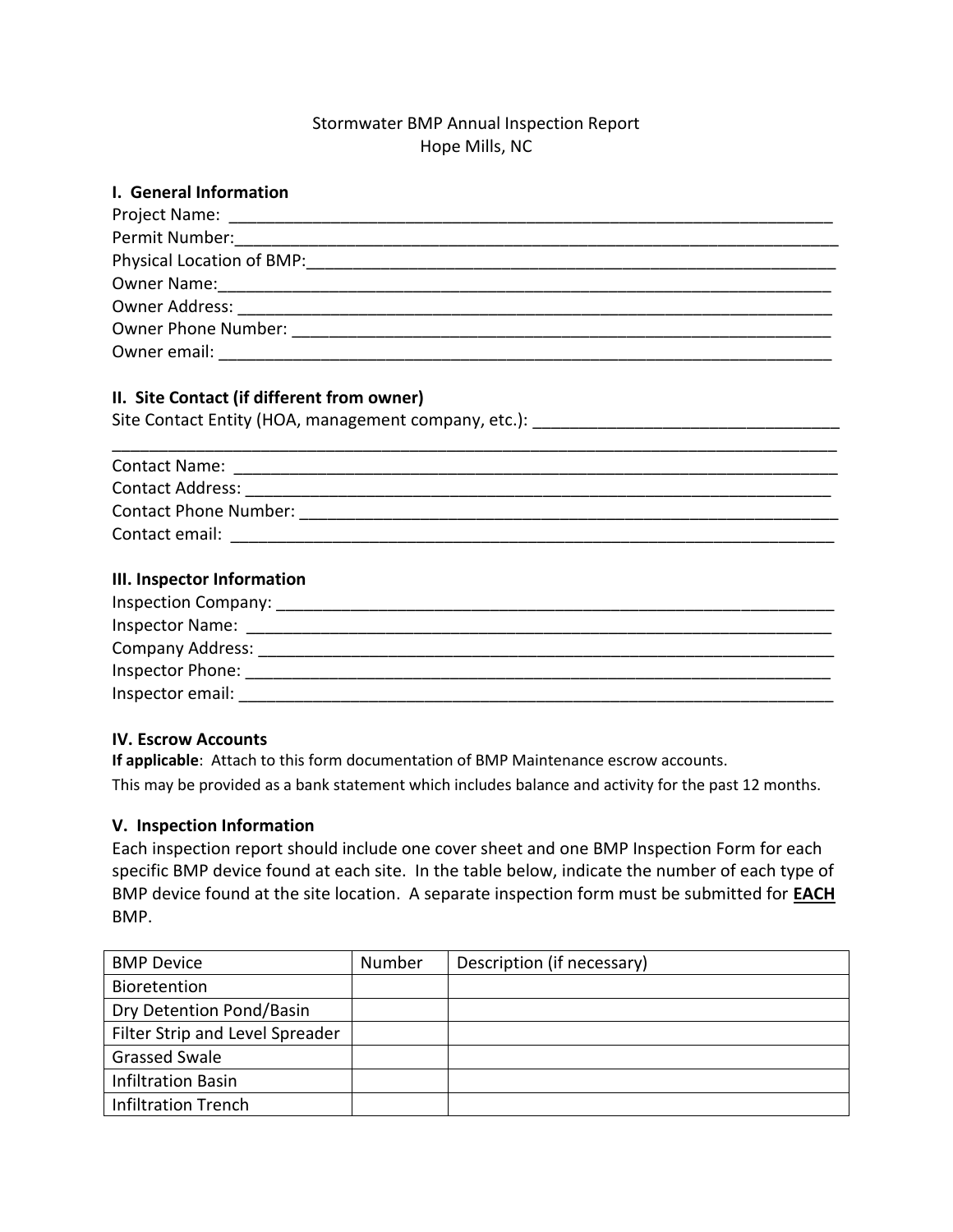Stormwater BMP Annual Inspection Report
Hope Mills, NC

## I. General Information

Project Name: ____________________________________________________________________

Permit Number:____________________________________________________________________

Physical Location of BMP:__________________________________________________________

Owner Name:______________________________________________________________________

Owner Address: ___________________________________________________________________

Owner Phone Number: ______________________________________________________________

Owner email: _____________________________________________________________________

## II. Site Contact (if different from owner)

Site Contact Entity (HOA, management company, etc.): ________________________________

__________________________________________________________________________________

Contact Name: ____________________________________________________________________

Contact Address: _________________________________________________________________

Contact Phone Number: ____________________________________________________________

Contact email: ___________________________________________________________________

## III. Inspector Information

Inspection Company: ______________________________________________________________

Inspector Name: __________________________________________________________________

Company Address: _________________________________________________________________

Inspector Phone: _________________________________________________________________

Inspector email: _________________________________________________________________

## IV. Escrow Accounts

**If applicable**: Attach to this form documentation of BMP Maintenance escrow accounts.

This may be provided as a bank statement which includes balance and activity for the past 12 months.

## V. Inspection Information

Each inspection report should include one cover sheet and one BMP Inspection Form for each specific BMP device found at each site. In the table below, indicate the number of each type of BMP device found at the site location. A separate inspection form must be submitted for **EACH** BMP.

| BMP Device | Number | Description (if necessary) |
|---|---|---|
| Bioretention | | |
| Dry Detention Pond/Basin | | |
| Filter Strip and Level Spreader | | |
| Grassed Swale | | |
| Infiltration Basin | | |
| Infiltration Trench | | |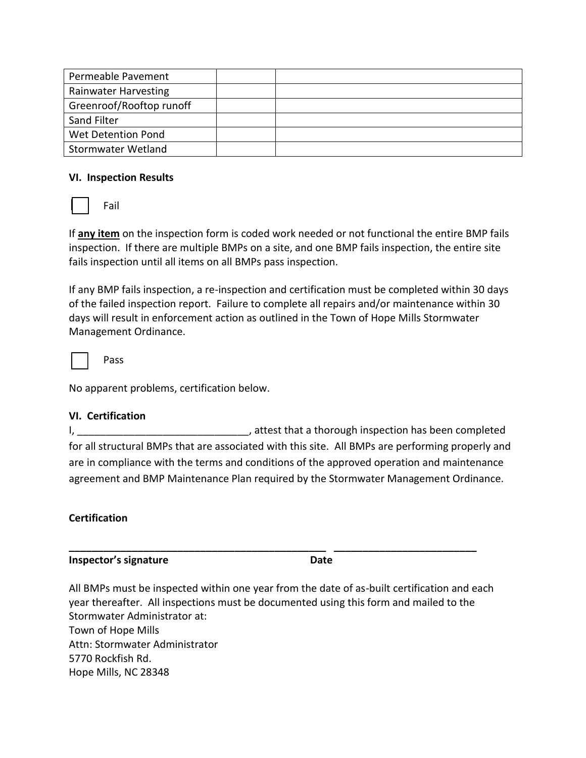| | | |
|---|---|---|
| Permeable Pavement | | |
| Rainwater Harvesting | | |
| Greenroof/Rooftop runoff | | |
| Sand Filter | | |
| Wet Detention Pond | | |
| Stormwater Wetland | | |

**VI. Inspection Results**

☐ Fail

If **any item** on the inspection form is coded work needed or not functional the entire BMP fails inspection. If there are multiple BMPs on a site, and one BMP fails inspection, the entire site fails inspection until all items on all BMPs pass inspection.

If any BMP fails inspection, a re-inspection and certification must be completed within 30 days of the failed inspection report. Failure to complete all repairs and/or maintenance within 30 days will result in enforcement action as outlined in the Town of Hope Mills Stormwater Management Ordinance.

☐ Pass

No apparent problems, certification below.

**VI. Certification**

I, ______________________________, attest that a thorough inspection has been completed for all structural BMPs that are associated with this site. All BMPs are performing properly and are in compliance with the terms and conditions of the approved operation and maintenance agreement and BMP Maintenance Plan required by the Stormwater Management Ordinance.

**Certification**

_______________________________________________ _________________________

**Inspector's signature** **Date**

All BMPs must be inspected within one year from the date of as-built certification and each year thereafter. All inspections must be documented using this form and mailed to the Stormwater Administrator at:
Town of Hope Mills
Attn: Stormwater Administrator
5770 Rockfish Rd.
Hope Mills, NC 28348